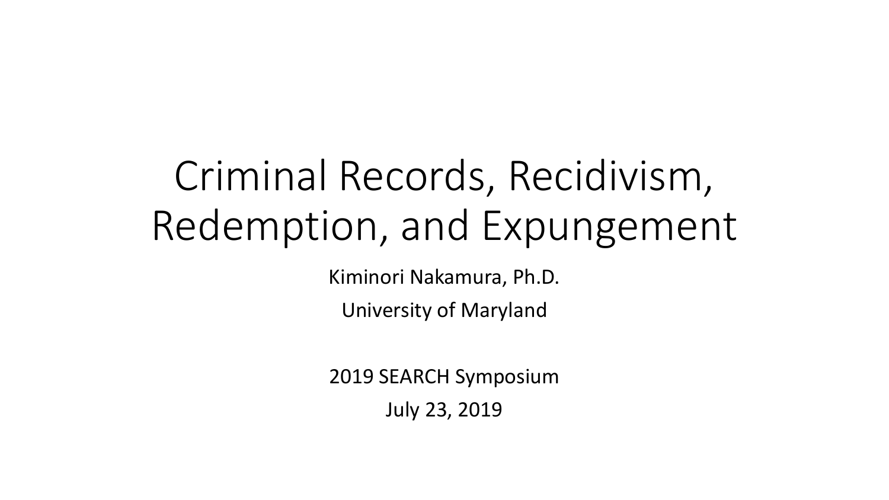# Criminal Records, Recidivism, Redemption, and Expungement

Kiminori Nakamura, Ph.D.

University of Maryland

2019 SEARCH Symposium

July 23, 2019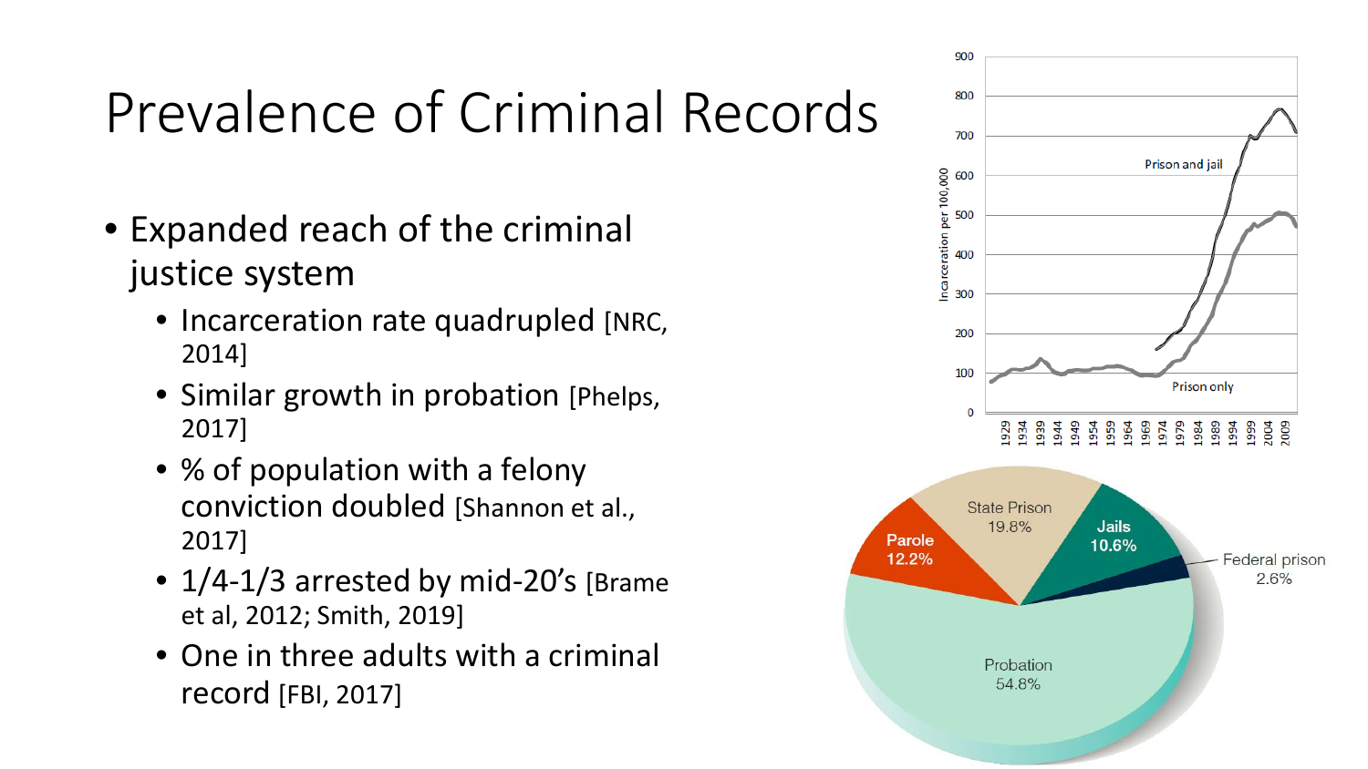# Prevalence of Criminal Records

- Expanded reach of the criminal justice system
  - Incarceration rate quadrupled [NRC, 2014]
  - Similar growth in probation [Phelps, 2017]
  - % of population with a felony conviction doubled [Shannon et al., 2017]
  - 1/4-1/3 arrested by mid-20's [Brame et al, 2012; Smith, 2019]
  - One in three adults with a criminal record [FBI, 2017]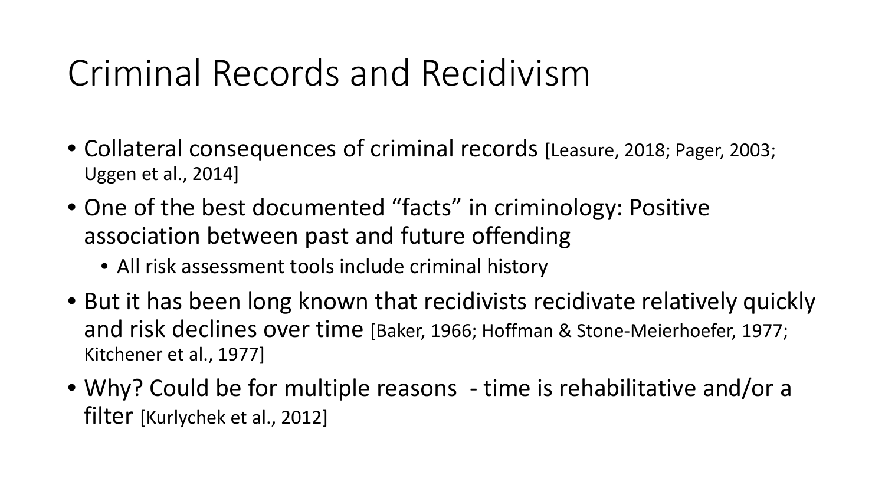# Criminal Records and Recidivism

- Collateral consequences of criminal records [Leasure, 2018; Pager, 2003; Uggen et al., 2014]
- One of the best documented “facts” in criminology: Positive association between past and future offending
  - All risk assessment tools include criminal history
- But it has been long known that recidivists recidivate relatively quickly and risk declines over time [Baker, 1966; Hoffman & Stone-Meierhoefer, 1977; Kitchener et al., 1977]
- Why? Could be for multiple reasons - time is rehabilitative and/or a filter [Kurlychek et al., 2012]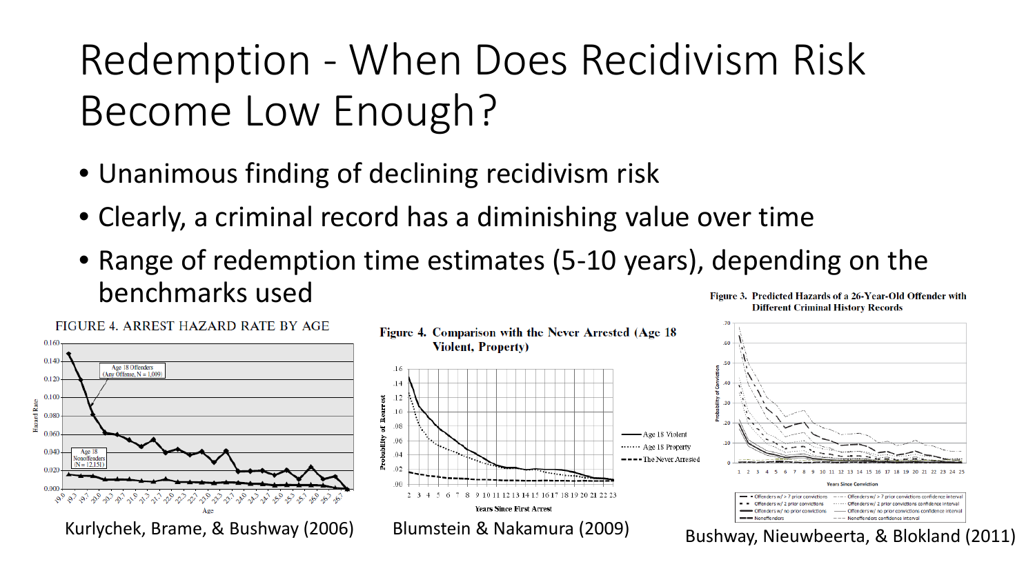# Redemption - When Does Recidivism Risk Become Low Enough?

- Unanimous finding of declining recidivism risk
- Clearly, a criminal record has a diminishing value over time
- Range of redemption time estimates (5-10 years), depending on the benchmarks used

FIGURE 4. ARREST HAZARD RATE BY AGE

Kurlychek, Brame, & Bushway (2006)

Figure 4. Comparison with the Never Arrested (Age 18 Violent, Property)

Blumstein & Nakamura (2009)

Figure 3. Predicted Hazards of a 26-Year-Old Offender with Different Criminal History Records

Bushway, Nieuwbeerta, & Blokland (2011)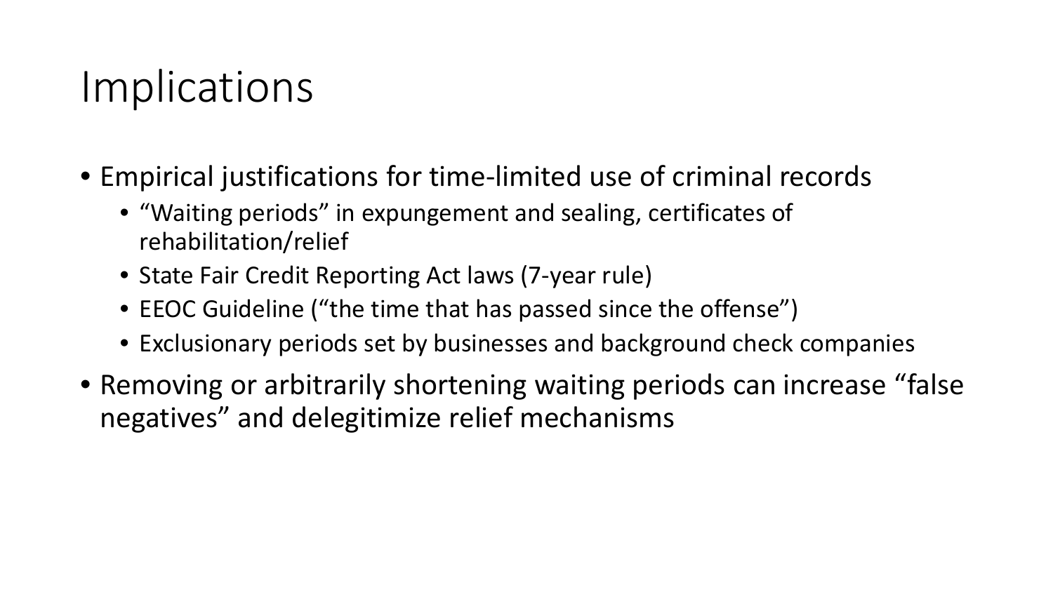# Implications

- Empirical justifications for time-limited use of criminal records
  - “Waiting periods” in expungement and sealing, certificates of rehabilitation/relief
  - State Fair Credit Reporting Act laws (7-year rule)
  - EEOC Guideline (“the time that has passed since the offense”)
  - Exclusionary periods set by businesses and background check companies
- Removing or arbitrarily shortening waiting periods can increase “false negatives” and delegitimize relief mechanisms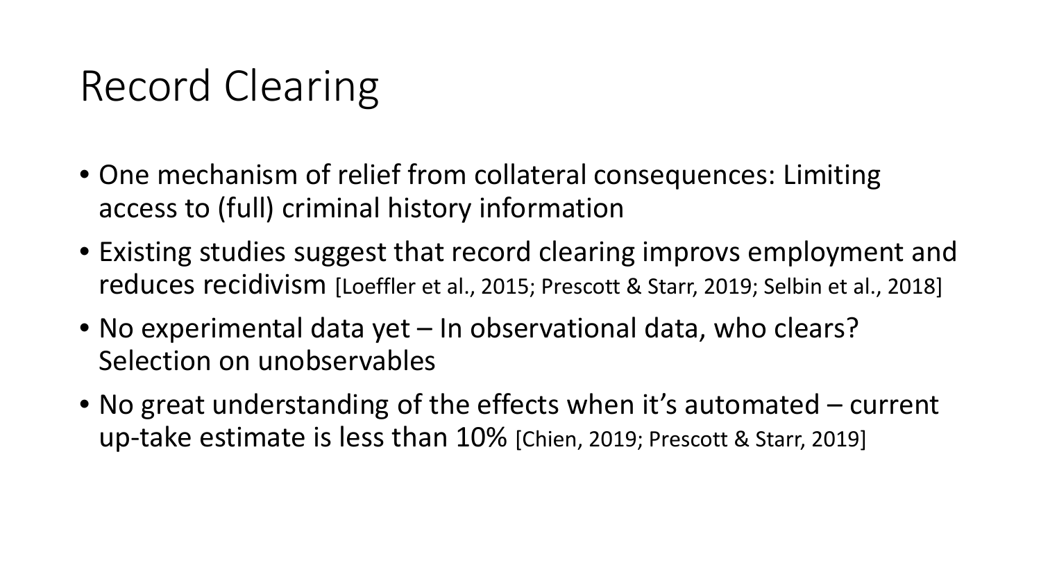# Record Clearing

- One mechanism of relief from collateral consequences: Limiting access to (full) criminal history information
- Existing studies suggest that record clearing improvs employment and reduces recidivism [Loeffler et al., 2015; Prescott & Starr, 2019; Selbin et al., 2018]
- No experimental data yet – In observational data, who clears? Selection on unobservables
- No great understanding of the effects when it's automated – current up-take estimate is less than 10% [Chien, 2019; Prescott & Starr, 2019]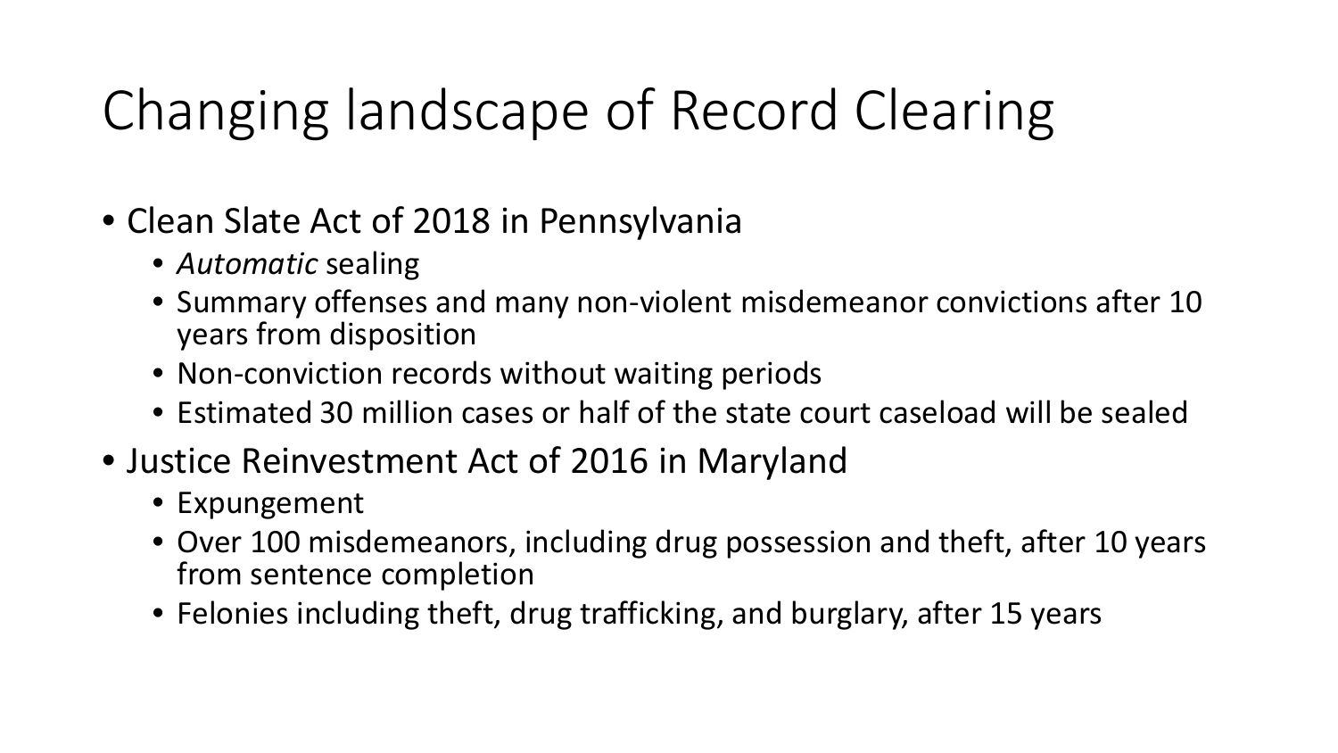# Changing landscape of Record Clearing

- Clean Slate Act of 2018 in Pennsylvania
  - *Automatic* sealing
  - Summary offenses and many non-violent misdemeanor convictions after 10 years from disposition
  - Non-conviction records without waiting periods
  - Estimated 30 million cases or half of the state court caseload will be sealed
- Justice Reinvestment Act of 2016 in Maryland
  - Expungement
  - Over 100 misdemeanors, including drug possession and theft, after 10 years from sentence completion
  - Felonies including theft, drug trafficking, and burglary, after 15 years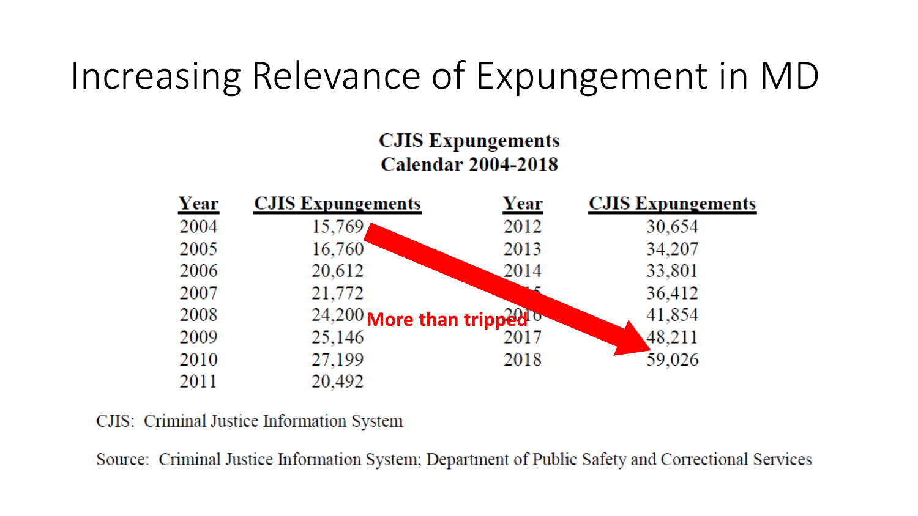# Increasing Relevance of Expungement in MD

**CJIS Expungements**
**Calendar 2004-2018**

| Year | CJIS Expungements | Year | CJIS Expungements |
|---|---|---|---|
| 2004 | 15,769 | 2012 | 30,654 |
| 2005 | 16,760 | 2013 | 34,207 |
| 2006 | 20,612 | 2014 | 33,801 |
| 2007 | 21,772 | 2015 | 36,412 |
| 2008 | 24,200 | 2016 | 41,854 |
| 2009 | 25,146 | 2017 | 48,211 |
| 2010 | 27,199 | 2018 | 59,026 |
| 2011 | 20,492 | | |

More than tripped

CJIS: Criminal Justice Information System

Source: Criminal Justice Information System; Department of Public Safety and Correctional Services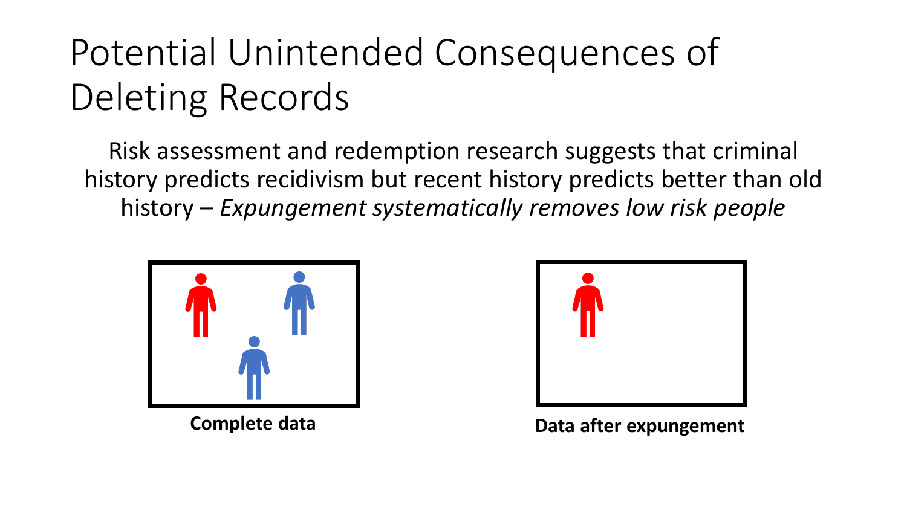# Potential Unintended Consequences of Deleting Records

Risk assessment and redemption research suggests that criminal history predicts recidivism but recent history predicts better than old history – *Expungement systematically removes low risk people*

**Complete data**

**Data after expungement**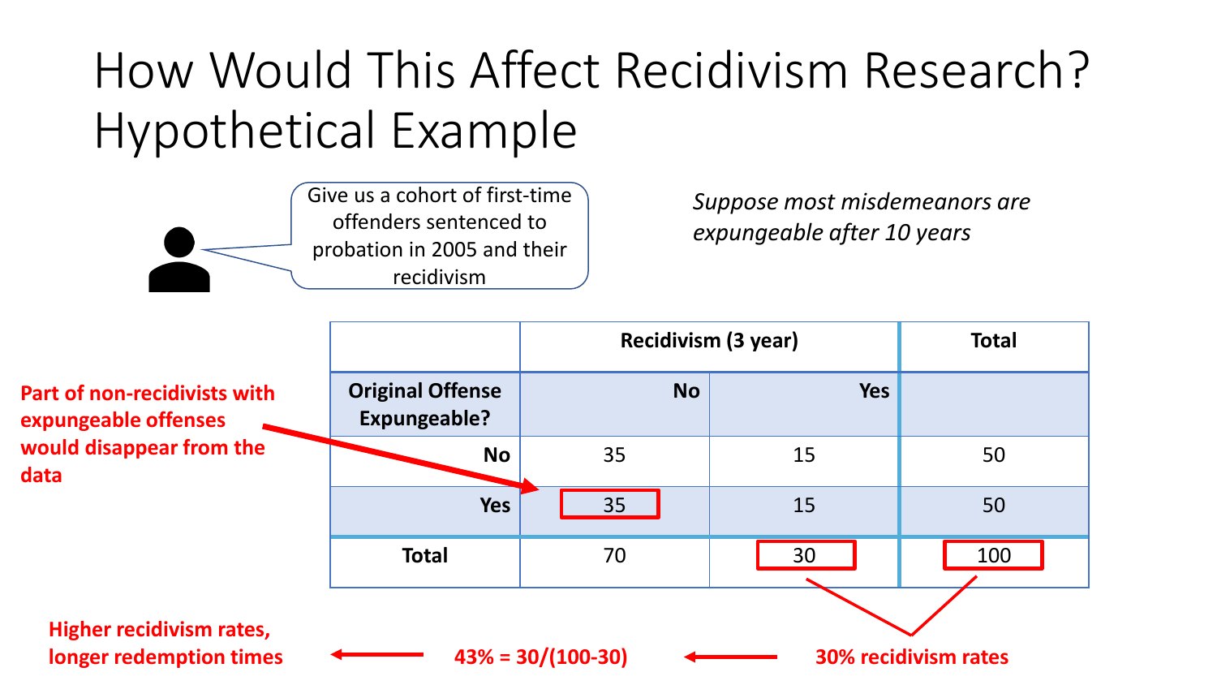# How Would This Affect Recidivism Research? Hypothetical Example

Give us a cohort of first-time offenders sentenced to probation in 2005 and their recidivism

*Suppose most misdemeanors are expungeable after 10 years*

**Part of non-recidivists with expungeable offenses would disappear from the data**

| | **Recidivism (3 year)** | | **Total** |
|---|---|---|---|
| **Original Offense Expungeable?** | **No** | **Yes** | |
| **No** | 35 | 15 | 50 |
| **Yes** | 35 | 15 | 50 |
| **Total** | 70 | 30 | 100 |

**Higher recidivism rates, longer redemption times** ← **43% = 30/(100-30)** ← **30% recidivism rates**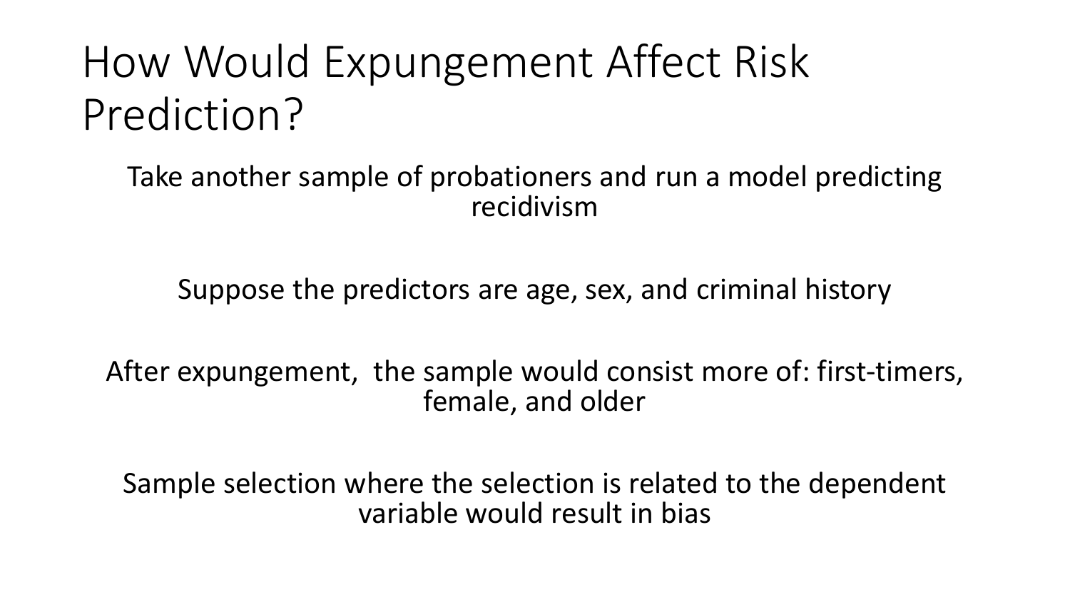# How Would Expungement Affect Risk Prediction?

Take another sample of probationers and run a model predicting recidivism

Suppose the predictors are age, sex, and criminal history

After expungement, the sample would consist more of: first-timers, female, and older

Sample selection where the selection is related to the dependent variable would result in bias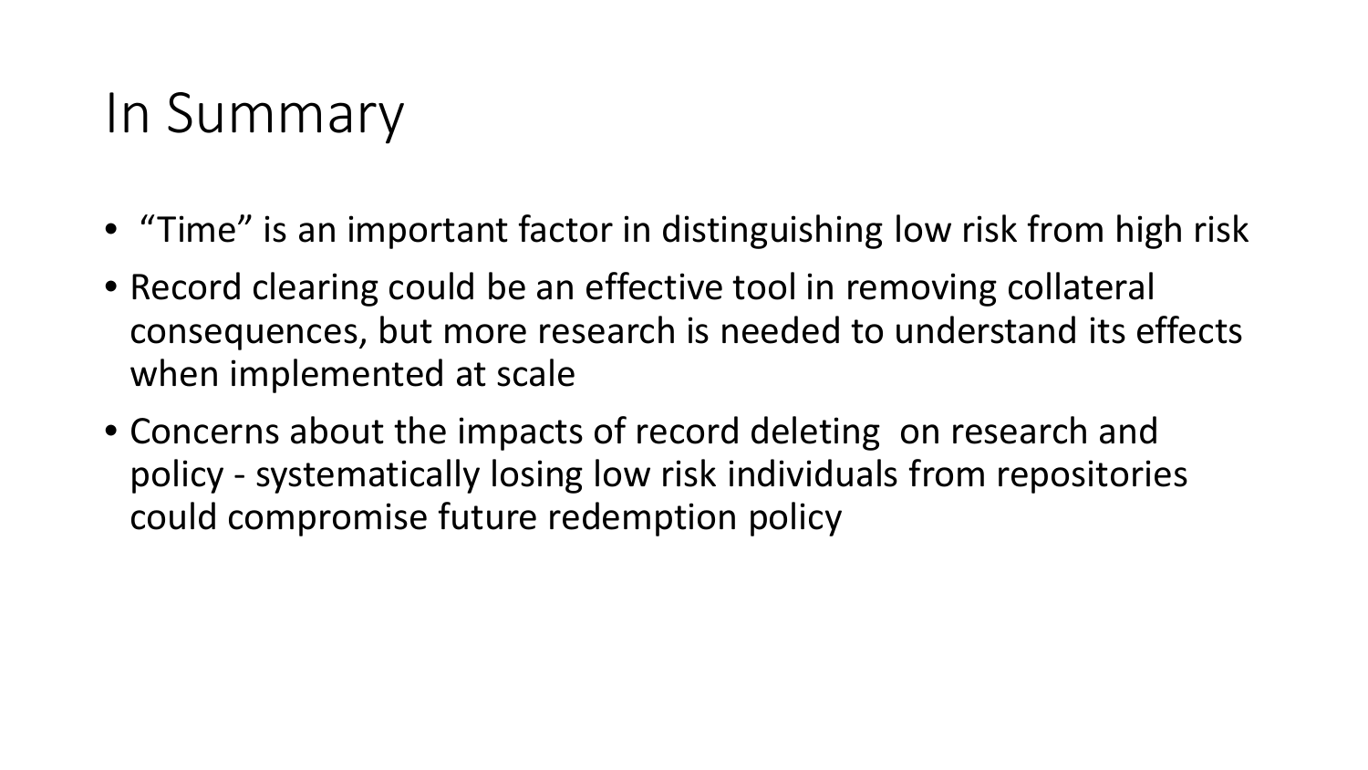# In Summary

- "Time" is an important factor in distinguishing low risk from high risk
- Record clearing could be an effective tool in removing collateral consequences, but more research is needed to understand its effects when implemented at scale
- Concerns about the impacts of record deleting on research and policy - systematically losing low risk individuals from repositories could compromise future redemption policy